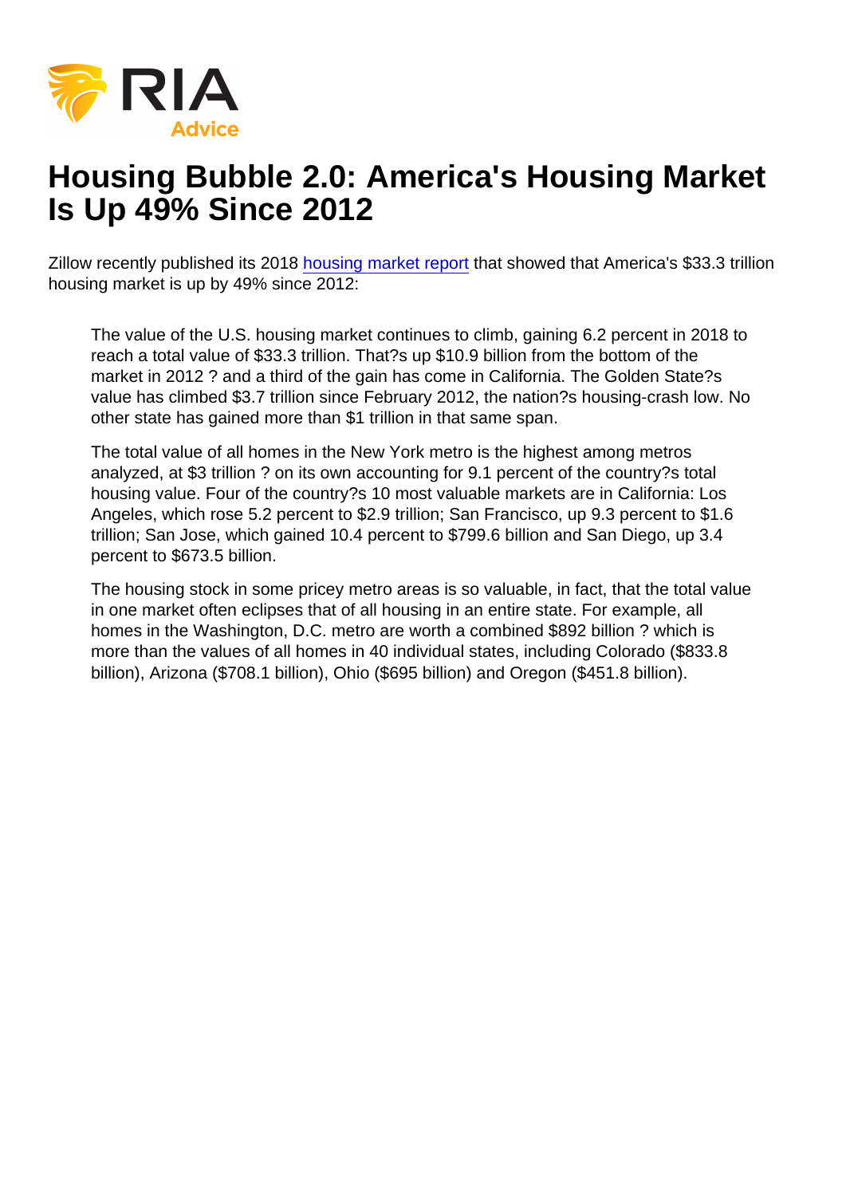# Housing Bubble 2.0: America's Housing Market Is Up 49% Since 2012

Zillow recently published its 2018 housing market report that showed that America's $33.3 trillion housing market is up by 49% since 2012:

> The value of the U.S. housing market continues to climb, gaining 6.2 percent in 2018 to reach a total value of $33.3 trillion. That?s up $10.9 billion from the bottom of the market in 2012 ? and a third of the gain has come in California. The Golden State?s value has climbed $3.7 trillion since February 2012, the nation?s housing-crash low. No other state has gained more than $1 trillion in that same span.
>
> The total value of all homes in the New York metro is the highest among metros analyzed, at $3 trillion ? on its own accounting for 9.1 percent of the country?s total housing value. Four of the country?s 10 most valuable markets are in California: Los Angeles, which rose 5.2 percent to $2.9 trillion; San Francisco, up 9.3 percent to $1.6 trillion; San Jose, which gained 10.4 percent to $799.6 billion and San Diego, up 3.4 percent to $673.5 billion.
>
> The housing stock in some pricey metro areas is so valuable, in fact, that the total value in one market often eclipses that of all housing in an entire state. For example, all homes in the Washington, D.C. metro are worth a combined $892 billion ? which is more than the values of all homes in 40 individual states, including Colorado ($833.8 billion), Arizona ($708.1 billion), Ohio ($695 billion) and Oregon ($451.8 billion).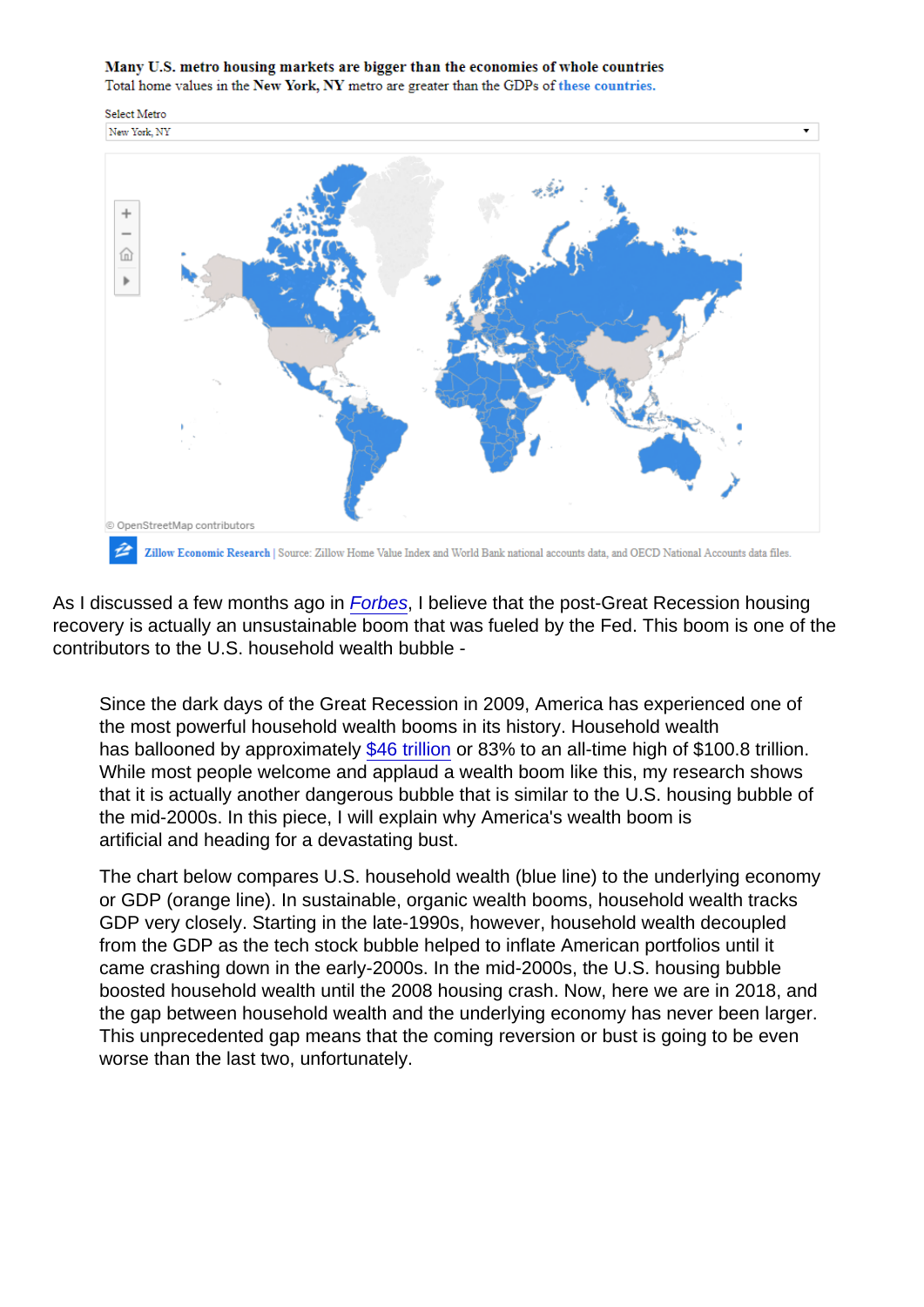**Many U.S. metro housing markets are bigger than the economies of whole countries**

Total home values in the **New York, NY** metro are greater than the GDPs of **these countries.**

Select Metro

New York, NY

© OpenStreetMap contributors

**Zillow Economic Research** | Source: Zillow Home Value Index and World Bank national accounts data, and OECD National Accounts data files.

As I discussed a few months ago in *Forbes*, I believe that the post-Great Recession housing recovery is actually an unsustainable boom that was fueled by the Fed. This boom is one of the contributors to the U.S. household wealth bubble -

> Since the dark days of the Great Recession in 2009, America has experienced one of the most powerful household wealth booms in its history. Household wealth has ballooned by approximately $46 trillion or 83% to an all-time high of $100.8 trillion. While most people welcome and applaud a wealth boom like this, my research shows that it is actually another dangerous bubble that is similar to the U.S. housing bubble of the mid-2000s. In this piece, I will explain why America's wealth boom is artificial and heading for a devastating bust.
>
> The chart below compares U.S. household wealth (blue line) to the underlying economy or GDP (orange line). In sustainable, organic wealth booms, household wealth tracks GDP very closely. Starting in the late-1990s, however, household wealth decoupled from the GDP as the tech stock bubble helped to inflate American portfolios until it came crashing down in the early-2000s. In the mid-2000s, the U.S. housing bubble boosted household wealth until the 2008 housing crash. Now, here we are in 2018, and the gap between household wealth and the underlying economy has never been larger. This unprecedented gap means that the coming reversion or bust is going to be even worse than the last two, unfortunately.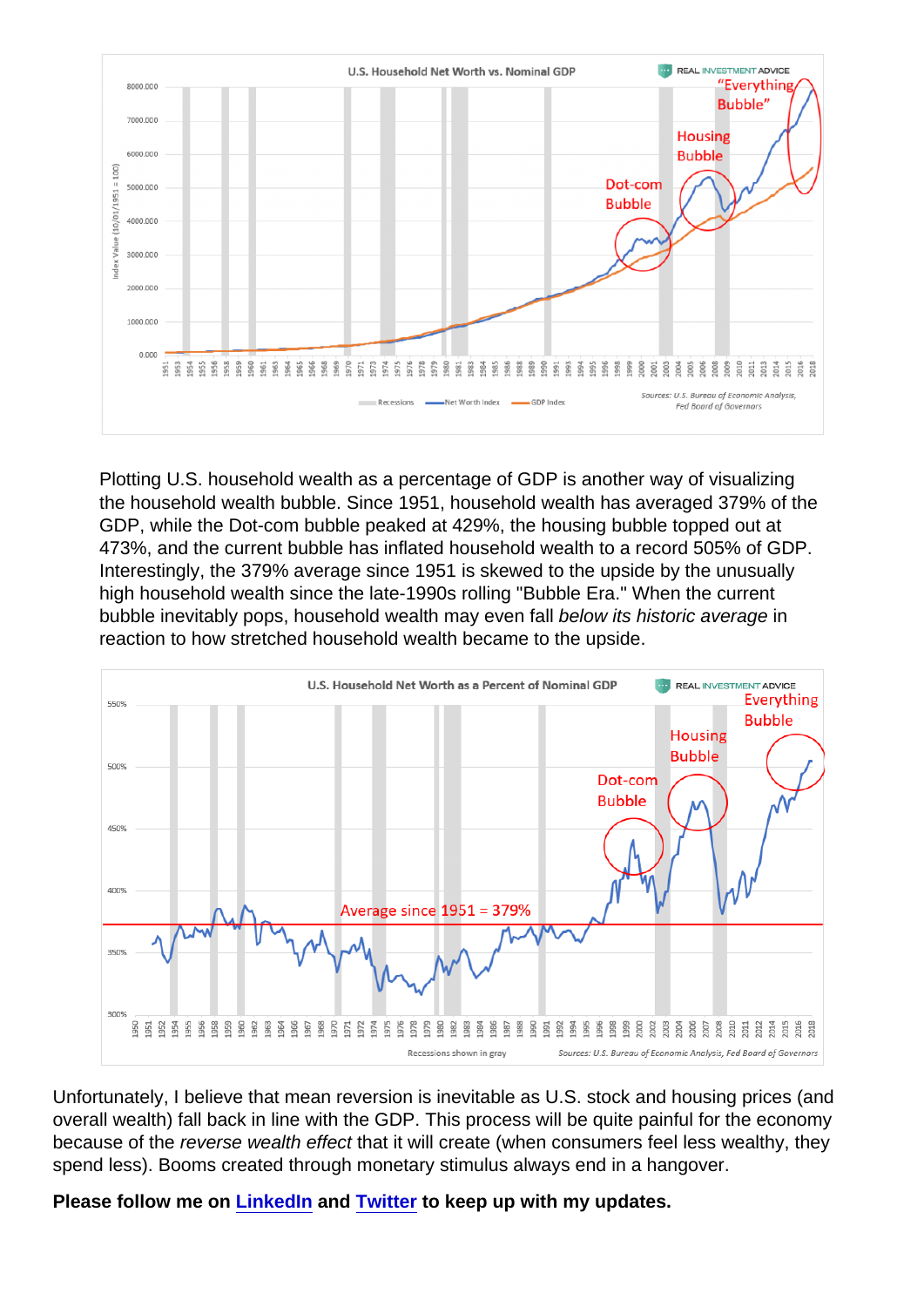Plotting U.S. household wealth as a percentage of GDP is another way of visualizing the household wealth bubble. Since 1951, household wealth has averaged 379% of the GDP, while the Dot-com bubble peaked at 429%, the housing bubble topped out at 473%, and the current bubble has inflated household wealth to a record 505% of GDP. Interestingly, the 379% average since 1951 is skewed to the upside by the unusually high household wealth since the late-1990s rolling "Bubble Era." When the current bubble inevitably pops, household wealth may even fall *below its historic average* in reaction to how stretched household wealth became to the upside.

Unfortunately, I believe that mean reversion is inevitable as U.S. stock and housing prices (and overall wealth) fall back in line with the GDP. This process will be quite painful for the economy because of the *reverse wealth effect* that it will create (when consumers feel less wealthy, they spend less). Booms created through monetary stimulus always end in a hangover.

**Please follow me on [LinkedIn] and [Twitter] to keep up with my updates.**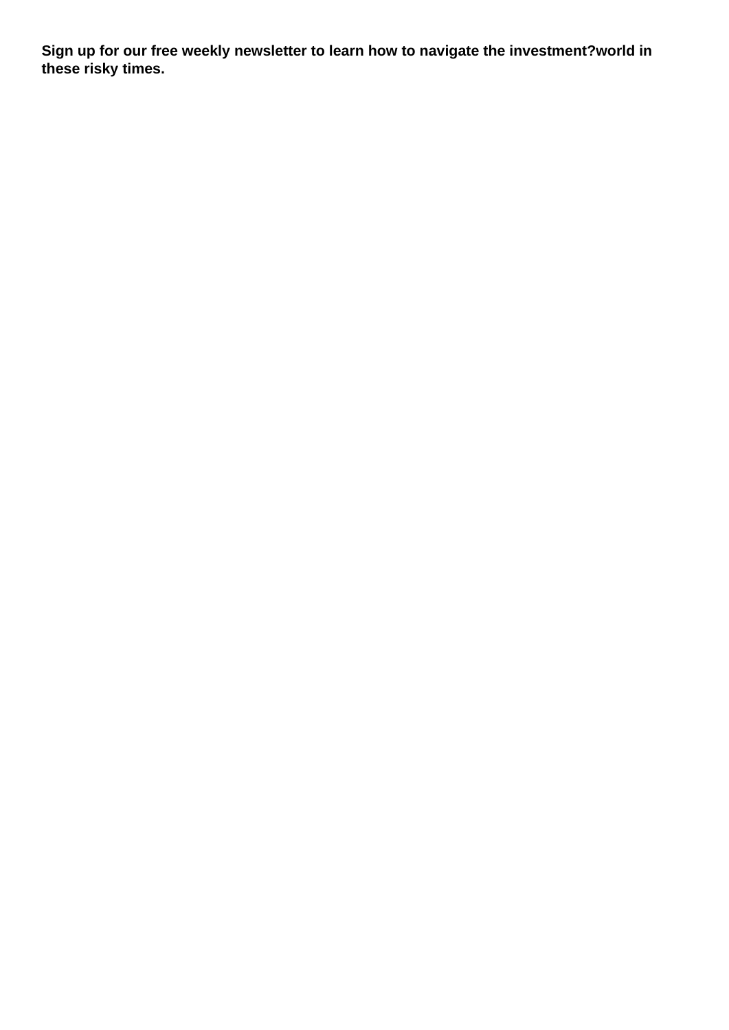**Sign up for our free weekly newsletter to learn how to navigate the investment?world in these risky times.**